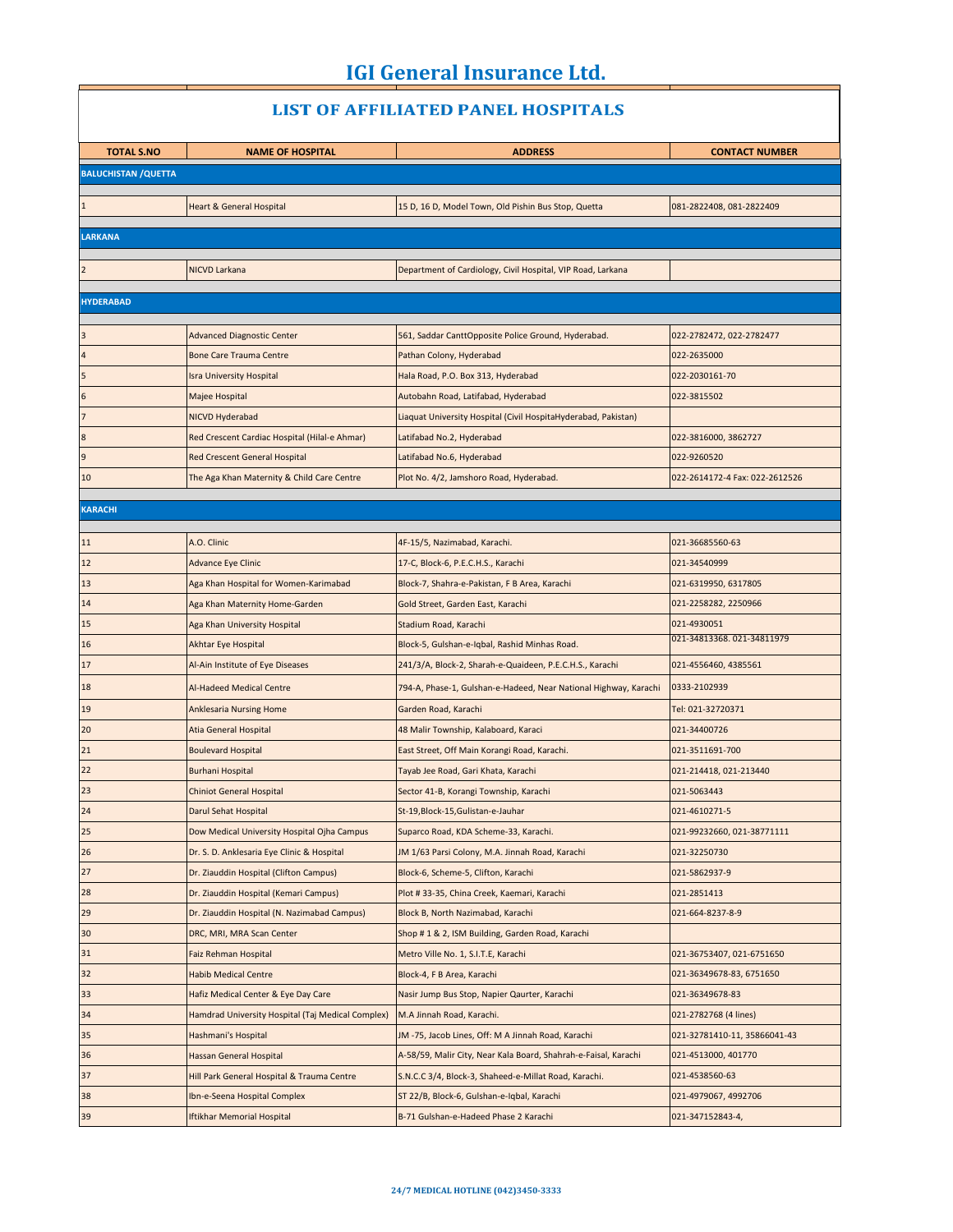# IGI General Insurance Ltd.

## LIST OF AFFILIATED PANEL HOSPITALS

| TOTAL S.NO | NAME OF HOSPITAL | ADDRESS | CONTACT NUMBER |
|---|---|---|---|
| **BALUCHISTAN /QUETTA** | | | |
| 1 | Heart & General Hospital | 15 D, 16 D, Model Town, Old Pishin Bus Stop, Quetta | 081-2822408, 081-2822409 |
| **LARKANA** | | | |
| 2 | NICVD Larkana | Department of Cardiology, Civil Hospital, VIP Road, Larkana | |
| **HYDERABAD** | | | |
| 3 | Advanced Diagnostic Center | 561, Saddar CanttOpposite Police Ground, Hyderabad. | 022-2782472, 022-2782477 |
| 4 | Bone Care Trauma Centre | Pathan Colony, Hyderabad | 022-2635000 |
| 5 | Isra University Hospital | Hala Road, P.O. Box 313, Hyderabad | 022-2030161-70 |
| 6 | Majee Hospital | Autobahn Road, Latifabad, Hyderabad | 022-3815502 |
| 7 | NICVD Hyderabad | Liaquat University Hospital (Civil HospitaHyderabad, Pakistan) | |
| 8 | Red Crescent Cardiac Hospital (Hilal-e Ahmar) | Latifabad No.2, Hyderabad | 022-3816000, 3862727 |
| 9 | Red Crescent General Hospital | Latifabad No.6, Hyderabad | 022-9260520 |
| 10 | The Aga Khan Maternity & Child Care Centre | Plot No. 4/2, Jamshoro Road, Hyderabad. | 022-2614172-4 Fax: 022-2612526 |
| **KARACHI** | | | |
| 11 | A.O. Clinic | 4F-15/5, Nazimabad, Karachi. | 021-36685560-63 |
| 12 | Advance Eye Clinic | 17-C, Block-6, P.E.C.H.S., Karachi | 021-34540999 |
| 13 | Aga Khan Hospital for Women-Karimabad | Block-7, Shahra-e-Pakistan, F B Area, Karachi | 021-6319950, 6317805 |
| 14 | Aga Khan Maternity Home-Garden | Gold Street, Garden East, Karachi | 021-2258282, 2250966 |
| 15 | Aga Khan University Hospital | Stadium Road, Karachi | 021-4930051 |
| 16 | Akhtar Eye Hospital | Block-5, Gulshan-e-Iqbal, Rashid Minhas Road. | 021-34813368. 021-34811979 |
| 17 | Al-Ain Institute of Eye Diseases | 241/3/A, Block-2, Sharah-e-Quaideen, P.E.C.H.S., Karachi | 021-4556460, 4385561 |
| 18 | Al-Hadeed Medical Centre | 794-A, Phase-1, Gulshan-e-Hadeed, Near National Highway, Karachi | 0333-2102939 |
| 19 | Anklesaria Nursing Home | Garden Road, Karachi | Tel: 021-32720371 |
| 20 | Atia General Hospital | 48 Malir Township, Kalaboard, Karaci | 021-34400726 |
| 21 | Boulevard Hospital | East Street, Off Main Korangi Road, Karachi. | 021-3511691-700 |
| 22 | Burhani Hospital | Tayab Jee Road, Gari Khata, Karachi | 021-214418, 021-213440 |
| 23 | Chiniot General Hospital | Sector 41-B, Korangi Township, Karachi | 021-5063443 |
| 24 | Darul Sehat Hospital | St-19,Block-15,Gulistan-e-Jauhar | 021-4610271-5 |
| 25 | Dow Medical University Hospital Ojha Campus | Suparco Road, KDA Scheme-33, Karachi. | 021-99232660, 021-38771111 |
| 26 | Dr. S. D. Anklesaria Eye Clinic & Hospital | JM 1/63 Parsi Colony, M.A. Jinnah Road, Karachi | 021-32250730 |
| 27 | Dr. Ziauddin Hospital (Clifton Campus) | Block-6, Scheme-5, Clifton, Karachi | 021-5862937-9 |
| 28 | Dr. Ziauddin Hospital (Kemari Campus) | Plot # 33-35, China Creek, Kaemari, Karachi | 021-2851413 |
| 29 | Dr. Ziauddin Hospital (N. Nazimabad Campus) | Block B, North Nazimabad, Karachi | 021-664-8237-8-9 |
| 30 | DRC, MRI, MRA Scan Center | Shop # 1 & 2, ISM Building, Garden Road, Karachi | |
| 31 | Faiz Rehman Hospital | Metro Ville No. 1, S.I.T.E, Karachi | 021-36753407, 021-6751650 |
| 32 | Habib Medical Centre | Block-4, F B Area, Karachi | 021-36349678-83, 6751650 |
| 33 | Hafiz Medical Center & Eye Day Care | Nasir Jump Bus Stop, Napier Qaurter, Karachi | 021-36349678-83 |
| 34 | Hamdrad University Hospital (Taj Medical Complex) | M.A Jinnah Road, Karachi. | 021-2782768 (4 lines) |
| 35 | Hashmani's Hospital | JM -75, Jacob Lines, Off: M A Jinnah Road, Karachi | 021-32781410-11, 35866041-43 |
| 36 | Hassan General Hospital | A-58/59, Malir City, Near Kala Board, Shahrah-e-Faisal, Karachi | 021-4513000, 401770 |
| 37 | Hill Park General Hospital & Trauma Centre | S.N.C.C 3/4, Block-3, Shaheed-e-Millat Road, Karachi. | 021-4538560-63 |
| 38 | Ibn-e-Seena Hospital Complex | ST 22/B, Block-6, Gulshan-e-Iqbal, Karachi | 021-4979067, 4992706 |
| 39 | Iftikhar Memorial Hospital | B-71 Gulshan-e-Hadeed Phase 2 Karachi | 021-347152843-4, |

**24/7 MEDICAL HOTLINE (042)3450-3333**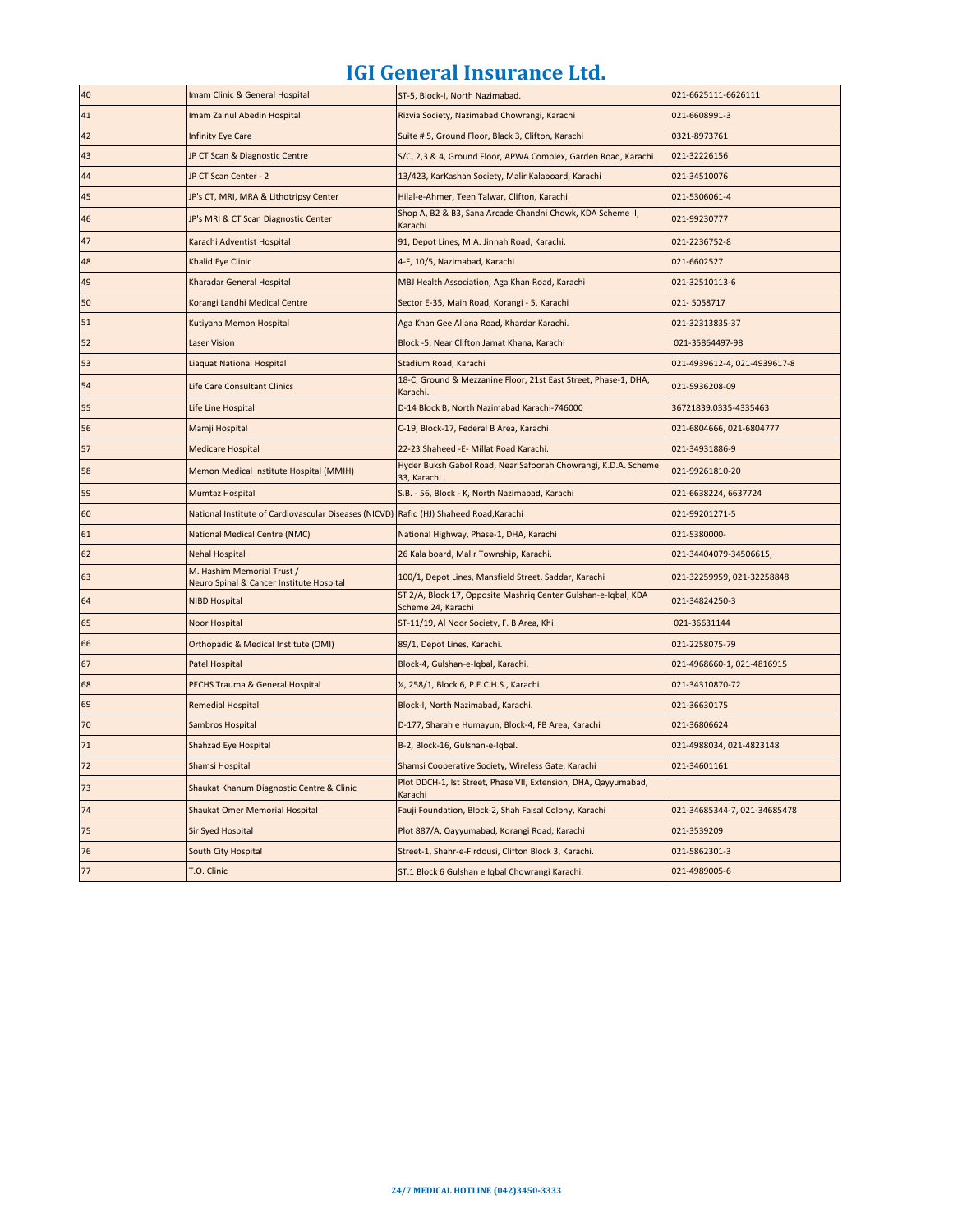# IGI General Insurance Ltd.

| | | | |
|---|---|---|---|
| 40 | Imam Clinic & General Hospital | ST-5, Block-I, North Nazimabad. | 021-6625111-6626111 |
| 41 | Imam Zainul Abedin Hospital | Rizvia Society, Nazimabad Chowrangi, Karachi | 021-6608991-3 |
| 42 | Infinity Eye Care | Suite # 5, Ground Floor, Black 3, Clifton, Karachi | 0321-8973761 |
| 43 | JP CT Scan & Diagnostic Centre | S/C, 2,3 & 4, Ground Floor, APWA Complex, Garden Road, Karachi | 021-32226156 |
| 44 | JP CT Scan Center - 2 | 13/423, KarKashan Society, Malir Kalaboard, Karachi | 021-34510076 |
| 45 | JP's CT, MRI, MRA & Lithotripsy Center | Hilal-e-Ahmer, Teen Talwar, Clifton, Karachi | 021-5306061-4 |
| 46 | JP's MRI & CT Scan Diagnostic Center | Shop A, B2 & B3, Sana Arcade Chandni Chowk, KDA Scheme II, Karachi | 021-99230777 |
| 47 | Karachi Adventist Hospital | 91, Depot Lines, M.A. Jinnah Road, Karachi. | 021-2236752-8 |
| 48 | Khalid Eye Clinic | 4-F, 10/5, Nazimabad, Karachi | 021-6602527 |
| 49 | Kharadar General Hospital | MBJ Health Association, Aga Khan Road, Karachi | 021-32510113-6 |
| 50 | Korangi Landhi Medical Centre | Sector E-35, Main Road, Korangi - 5, Karachi | 021- 5058717 |
| 51 | Kutiyana Memon Hospital | Aga Khan Gee Allana Road, Khardar Karachi. | 021-32313835-37 |
| 52 | Laser Vision | Block -5, Near Clifton Jamat Khana, Karachi | 021-35864497-98 |
| 53 | Liaquat National Hospital | Stadium Road, Karachi | 021-4939612-4, 021-4939617-8 |
| 54 | Life Care Consultant Clinics | 18-C, Ground & Mezzanine Floor, 21st East Street, Phase-1, DHA, Karachi. | 021-5936208-09 |
| 55 | Life Line Hospital | D-14 Block B, North Nazimabad Karachi-746000 | 36721839,0335-4335463 |
| 56 | Mamji Hospital | C-19, Block-17, Federal B Area, Karachi | 021-6804666, 021-6804777 |
| 57 | Medicare Hospital | 22-23 Shaheed -E- Millat Road Karachi. | 021-34931886-9 |
| 58 | Memon Medical Institute Hospital (MMIH) | Hyder Buksh Gabol Road, Near Safoorah Chowrangi, K.D.A. Scheme 33, Karachi . | 021-99261810-20 |
| 59 | Mumtaz Hospital | S.B. - 56, Block - K, North Nazimabad, Karachi | 021-6638224, 6637724 |
| 60 | National Institute of Cardiovascular Diseases (NICVD) | Rafiq (HJ) Shaheed Road,Karachi | 021-99201271-5 |
| 61 | National Medical Centre (NMC) | National Highway, Phase-1, DHA, Karachi | 021-5380000- |
| 62 | Nehal Hospital | 26 Kala board, Malir Township, Karachi. | 021-34404079-34506615, |
| 63 | M. Hashim Memorial Trust / Neuro Spinal & Cancer Institute Hospital | 100/1, Depot Lines, Mansfield Street, Saddar, Karachi | 021-32259959, 021-32258848 |
| 64 | NIBD Hospital | ST 2/A, Block 17, Opposite Mashriq Center Gulshan-e-Iqbal, KDA Scheme 24, Karachi | 021-34824250-3 |
| 65 | Noor Hospital | ST-11/19, Al Noor Society, F. B Area, Khi | 021-36631144 |
| 66 | Orthopadic & Medical Institute (OMI) | 89/1, Depot Lines, Karachi. | 021-2258075-79 |
| 67 | Patel Hospital | Block-4, Gulshan-e-Iqbal, Karachi. | 021-4968660-1, 021-4816915 |
| 68 | PECHS Trauma & General Hospital | ¼, 258/1, Block 6, P.E.C.H.S., Karachi. | 021-34310870-72 |
| 69 | Remedial Hospital | Block-I, North Nazimabad, Karachi. | 021-36630175 |
| 70 | Sambros Hospital | D-177, Sharah e Humayun, Block-4, FB Area, Karachi | 021-36806624 |
| 71 | Shahzad Eye Hospital | B-2, Block-16, Gulshan-e-Iqbal. | 021-4988034, 021-4823148 |
| 72 | Shamsi Hospital | Shamsi Cooperative Society, Wireless Gate, Karachi | 021-34601161 |
| 73 | Shaukat Khanum Diagnostic Centre & Clinic | Plot DDCH-1, Ist Street, Phase VII, Extension, DHA, Qayyumabad, Karachi | |
| 74 | Shaukat Omer Memorial Hospital | Fauji Foundation, Block-2, Shah Faisal Colony, Karachi | 021-34685344-7, 021-34685478 |
| 75 | Sir Syed Hospital | Plot 887/A, Qayyumabad, Korangi Road, Karachi | 021-3539209 |
| 76 | South City Hospital | Street-1, Shahr-e-Firdousi, Clifton Block 3, Karachi. | 021-5862301-3 |
| 77 | T.O. Clinic | ST.1 Block 6 Gulshan e Iqbal Chowrangi Karachi. | 021-4989005-6 |

**24/7 MEDICAL HOTLINE (042)3450-3333**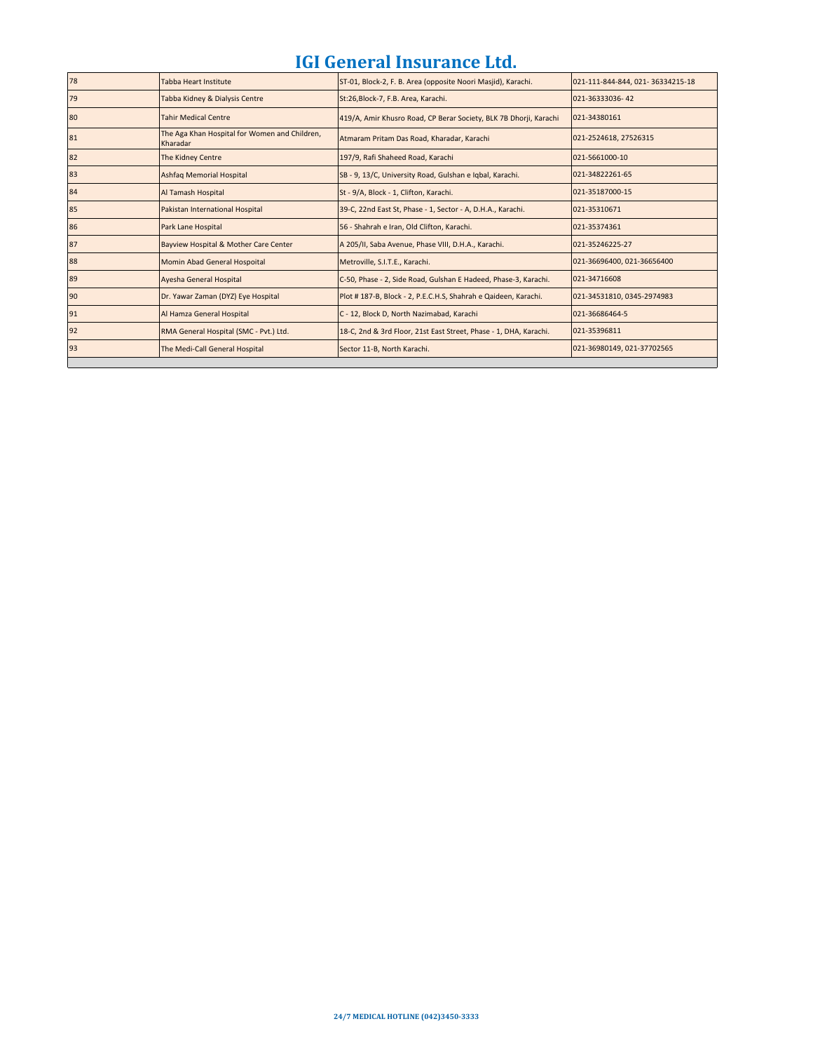# IGI General Insurance Ltd.

| | | | |
|---|---|---|---|
| 78 | Tabba Heart Institute | ST-01, Block-2, F. B. Area (opposite Noori Masjid), Karachi. | 021-111-844-844, 021- 36334215-18 |
| 79 | Tabba Kidney & Dialysis Centre | St:26,Block-7, F.B. Area, Karachi. | 021-36333036- 42 |
| 80 | Tahir Medical Centre | 419/A, Amir Khusro Road, CP Berar Society, BLK 7B Dhorji, Karachi | 021-34380161 |
| 81 | The Aga Khan Hospital for Women and Children, Kharadar | Atmaram Pritam Das Road, Kharadar, Karachi | 021-2524618, 27526315 |
| 82 | The Kidney Centre | 197/9, Rafi Shaheed Road, Karachi | 021-5661000-10 |
| 83 | Ashfaq Memorial Hospital | SB - 9, 13/C, University Road, Gulshan e Iqbal, Karachi. | 021-34822261-65 |
| 84 | Al Tamash Hospital | St - 9/A, Block - 1, Clifton, Karachi. | 021-35187000-15 |
| 85 | Pakistan International Hospital | 39-C, 22nd East St, Phase - 1, Sector - A, D.H.A., Karachi. | 021-35310671 |
| 86 | Park Lane Hospital | 56 - Shahrah e Iran, Old Clifton, Karachi. | 021-35374361 |
| 87 | Bayview Hospital & Mother Care Center | A 205/II, Saba Avenue, Phase VIII, D.H.A., Karachi. | 021-35246225-27 |
| 88 | Momin Abad General Hospoital | Metroville, S.I.T.E., Karachi. | 021-36696400, 021-36656400 |
| 89 | Ayesha General Hospital | C-50, Phase - 2, Side Road, Gulshan E Hadeed, Phase-3, Karachi. | 021-34716608 |
| 90 | Dr. Yawar Zaman (DYZ) Eye Hospital | Plot # 187-B, Block - 2, P.E.C.H.S, Shahrah e Qaideen, Karachi. | 021-34531810, 0345-2974983 |
| 91 | Al Hamza General Hospital | C - 12, Block D, North Nazimabad, Karachi | 021-36686464-5 |
| 92 | RMA General Hospital (SMC - Pvt.) Ltd. | 18-C, 2nd & 3rd Floor, 21st East Street, Phase - 1, DHA, Karachi. | 021-35396811 |
| 93 | The Medi-Call General Hospital | Sector 11-B, North Karachi. | 021-36980149, 021-37702565 |

**24/7 MEDICAL HOTLINE (042)3450-3333**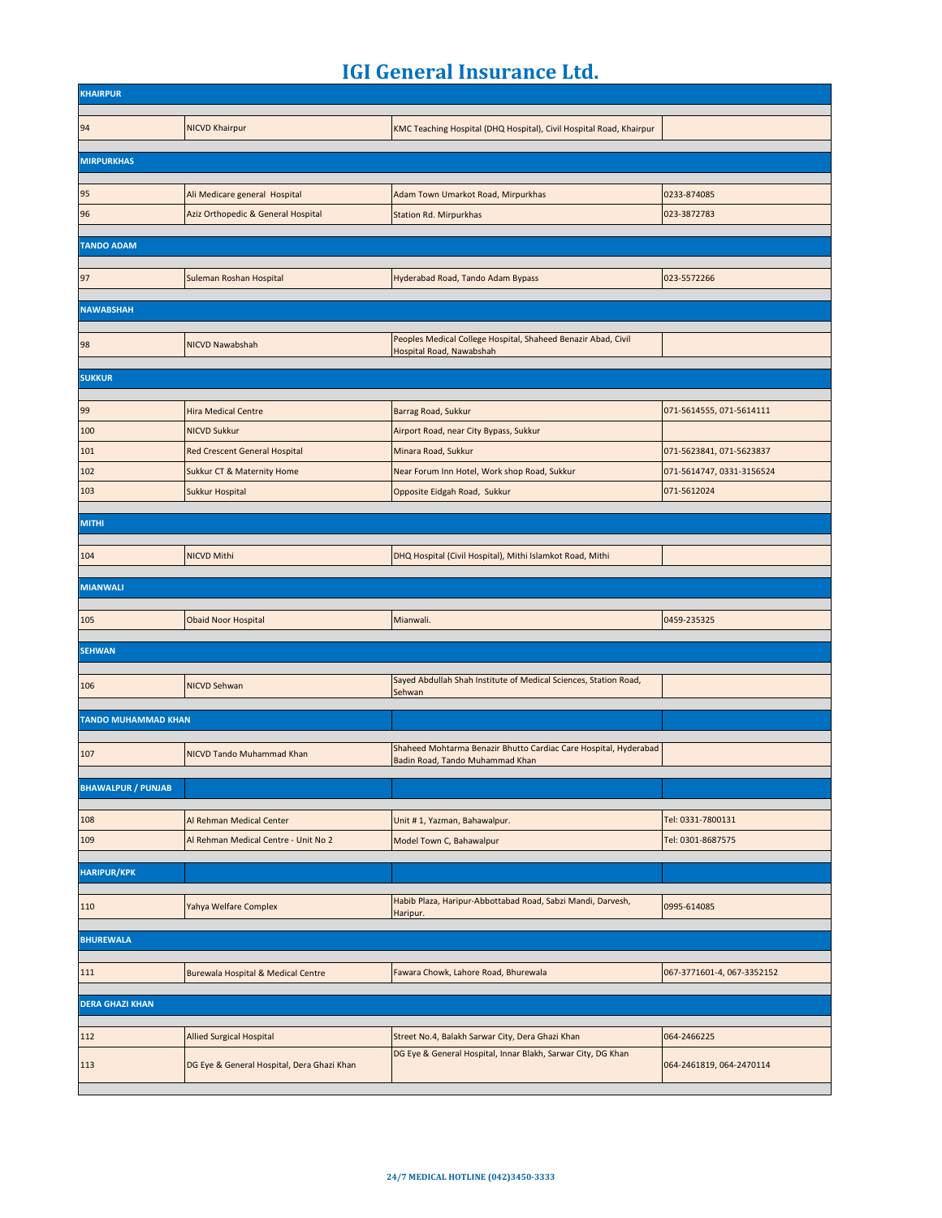# IGI General Insurance Ltd.

| | | | |
|---|---|---|---|
| **KHAIRPUR** | | | |
| 94 | NICVD Khairpur | KMC Teaching Hospital (DHQ Hospital), Civil Hospital Road, Khairpur | |
| **MIRPURKHAS** | | | |
| 95 | Ali Medicare general Hospital | Adam Town Umarkot Road, Mirpurkhas | 0233-874085 |
| 96 | Aziz Orthopedic & General Hospital | Station Rd. Mirpurkhas | 023-3872783 |
| **TANDO ADAM** | | | |
| 97 | Suleman Roshan Hospital | Hyderabad Road, Tando Adam Bypass | 023-5572266 |
| **NAWABSHAH** | | | |
| 98 | NICVD Nawabshah | Peoples Medical College Hospital, Shaheed Benazir Abad, Civil Hospital Road, Nawabshah | |
| **SUKKUR** | | | |
| 99 | Hira Medical Centre | Barrag Road, Sukkur | 071-5614555, 071-5614111 |
| 100 | NICVD Sukkur | Airport Road, near City Bypass, Sukkur | |
| 101 | Red Crescent General Hospital | Minara Road, Sukkur | 071-5623841, 071-5623837 |
| 102 | Sukkur CT & Maternity Home | Near Forum Inn Hotel, Work shop Road, Sukkur | 071-5614747, 0331-3156524 |
| 103 | Sukkur Hospital | Opposite Eidgah Road, Sukkur | 071-5612024 |
| **MITHI** | | | |
| 104 | NICVD Mithi | DHQ Hospital (Civil Hospital), Mithi Islamkot Road, Mithi | |
| **MIANWALI** | | | |
| 105 | Obaid Noor Hospital | Mianwali. | 0459-235325 |
| **SEHWAN** | | | |
| 106 | NICVD Sehwan | Sayed Abdullah Shah Institute of Medical Sciences, Station Road, Sehwan | |
| **TANDO MUHAMMAD KHAN** | | | |
| 107 | NICVD Tando Muhammad Khan | Shaheed Mohtarma Benazir Bhutto Cardiac Care Hospital, Hyderabad Badin Road, Tando Muhammad Khan | |
| **BHAWALPUR / PUNJAB** | | | |
| 108 | Al Rehman Medical Center | Unit # 1, Yazman, Bahawalpur. | Tel: 0331-7800131 |
| 109 | Al Rehman Medical Centre - Unit No 2 | Model Town C, Bahawalpur | Tel: 0301-8687575 |
| **HARIPUR/KPK** | | | |
| 110 | Yahya Welfare Complex | Habib Plaza, Haripur-Abbottabad Road, Sabzi Mandi, Darvesh, Haripur. | 0995-614085 |
| **BHUREWALA** | | | |
| 111 | Burewala Hospital & Medical Centre | Fawara Chowk, Lahore Road, Bhurewala | 067-3771601-4, 067-3352152 |
| **DERA GHAZI KHAN** | | | |
| 112 | Allied Surgical Hospital | Street No.4, Balakh Sarwar City, Dera Ghazi Khan | 064-2466225 |
| 113 | DG Eye & General Hospital, Dera Ghazi Khan | DG Eye & General Hospital, Innar Blakh, Sarwar City, DG Khan | 064-2461819, 064-2470114 |

**24/7 MEDICAL HOTLINE (042)3450-3333**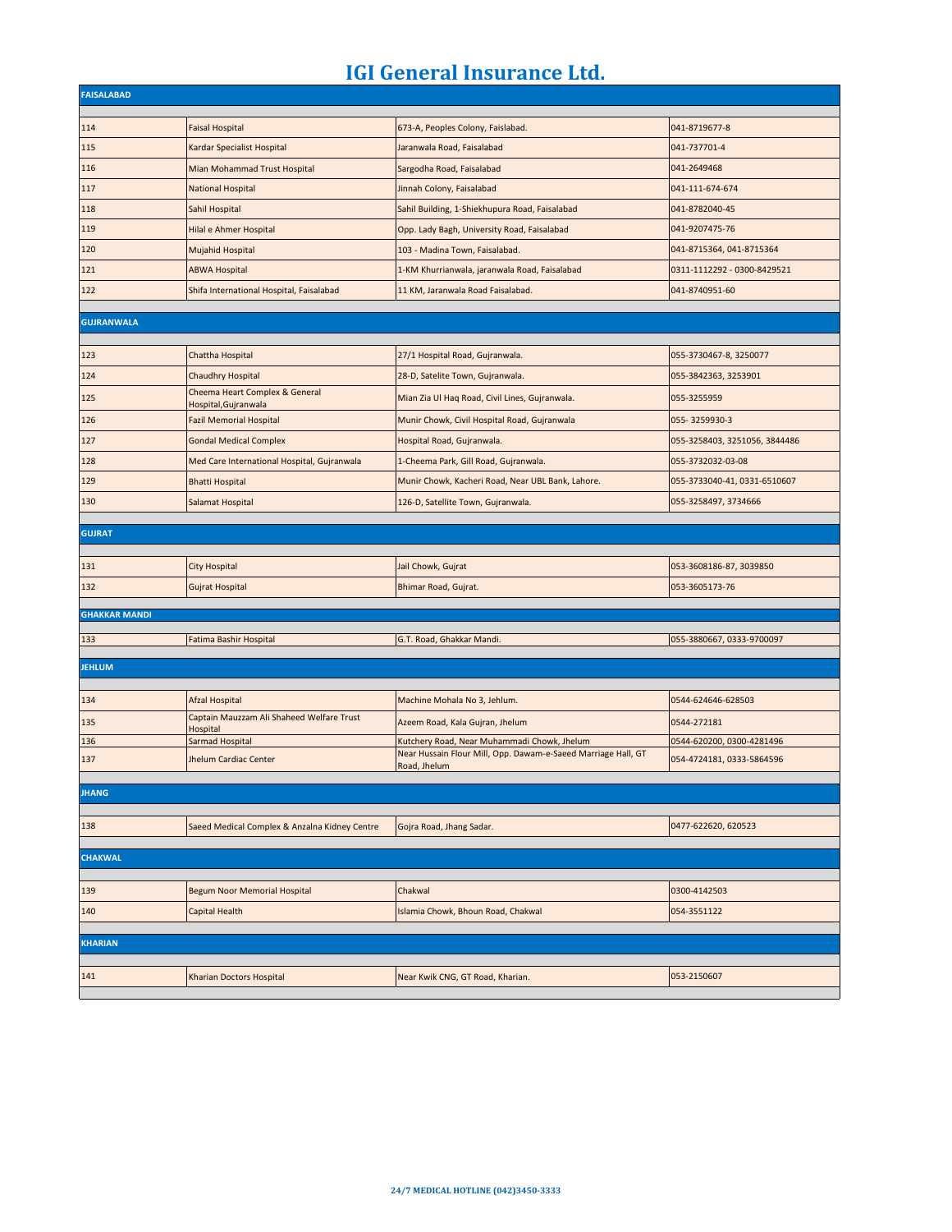# IGI General Insurance Ltd.

| FAISALABAD | | | |
|---|---|---|---|
| 114 | Faisal Hospital | 673-A, Peoples Colony, Faislabad. | 041-8719677-8 |
| 115 | Kardar Specialist Hospital | Jaranwala Road, Faisalabad | 041-737701-4 |
| 116 | Mian Mohammad Trust Hospital | Sargodha Road, Faisalabad | 041-2649468 |
| 117 | National Hospital | Jinnah Colony, Faisalabad | 041-111-674-674 |
| 118 | Sahil Hospital | Sahil Building, 1-Shiekhupura Road, Faisalabad | 041-8782040-45 |
| 119 | Hilal e Ahmer Hospital | Opp. Lady Bagh, University Road, Faisalabad | 041-9207475-76 |
| 120 | Mujahid Hospital | 103 - Madina Town, Faisalabad. | 041-8715364, 041-8715364 |
| 121 | ABWA Hospital | 1-KM Khurrianwala, jaranwala Road, Faisalabad | 0311-1112292 - 0300-8429521 |
| 122 | Shifa International Hospital, Faisalabad | 11 KM, Jaranwala Road Faisalabad. | 041-8740951-60 |
| **GUJRANWALA** | | | |
| 123 | Chattha Hospital | 27/1 Hospital Road, Gujranwala. | 055-3730467-8, 3250077 |
| 124 | Chaudhry Hospital | 28-D, Satelite Town, Gujranwala. | 055-3842363, 3253901 |
| 125 | Cheema Heart Complex & General Hospital,Gujranwala | Mian Zia Ul Haq Road, Civil Lines, Gujranwala. | 055-3255959 |
| 126 | Fazil Memorial Hospital | Munir Chowk, Civil Hospital Road, Gujranwala | 055- 3259930-3 |
| 127 | Gondal Medical Complex | Hospital Road, Gujranwala. | 055-3258403, 3251056, 3844486 |
| 128 | Med Care International Hospital, Gujranwala | 1-Cheema Park, Gill Road, Gujranwala. | 055-3732032-03-08 |
| 129 | Bhatti Hospital | Munir Chowk, Kacheri Road, Near UBL Bank, Lahore. | 055-3733040-41, 0331-6510607 |
| 130 | Salamat Hospital | 126-D, Satellite Town, Gujranwala. | 055-3258497, 3734666 |
| **GUJRAT** | | | |
| 131 | City Hospital | Jail Chowk, Gujrat | 053-3608186-87, 3039850 |
| 132 | Gujrat Hospital | Bhimar Road, Gujrat. | 053-3605173-76 |
| **GHAKKAR MANDI** | | | |
| 133 | Fatima Bashir Hospital | G.T. Road, Ghakkar Mandi. | 055-3880667, 0333-9700097 |
| **JEHLUM** | | | |
| 134 | Afzal Hospital | Machine Mohala No 3, Jehlum. | 0544-624646-628503 |
| 135 | Captain Mauzzam Ali Shaheed Welfare Trust Hospital | Azeem Road, Kala Gujran, Jhelum | 0544-272181 |
| 136 | Sarmad Hospital | Kutchery Road, Near Muhammadi Chowk, Jhelum | 0544-620200, 0300-4281496 |
| 137 | Jhelum Cardiac Center | Near Hussain Flour Mill, Opp. Dawam-e-Saeed Marriage Hall, GT Road, Jhelum | 054-4724181, 0333-5864596 |
| **JHANG** | | | |
| 138 | Saeed Medical Complex & Anzalna Kidney Centre | Gojra Road, Jhang Sadar. | 0477-622620, 620523 |
| **CHAKWAL** | | | |
| 139 | Begum Noor Memorial Hospital | Chakwal | 0300-4142503 |
| 140 | Capital Health | Islamia Chowk, Bhoun Road, Chakwal | 054-3551122 |
| **KHARIAN** | | | |
| 141 | Kharian Doctors Hospital | Near Kwik CNG, GT Road, Kharian. | 053-2150607 |

**24/7 MEDICAL HOTLINE (042)3450-3333**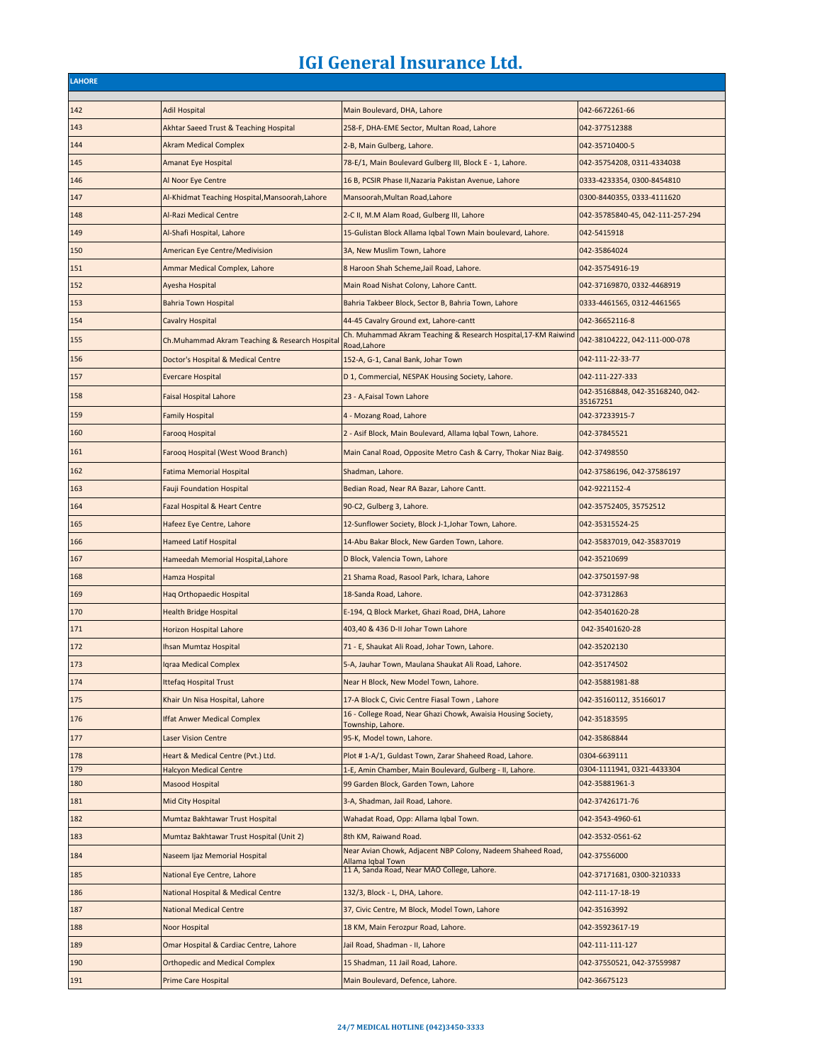# IGI General Insurance Ltd.

| LAHORE | | | |
|---|---|---|---|
| 142 | Adil Hospital | Main Boulevard, DHA, Lahore | 042-6672261-66 |
| 143 | Akhtar Saeed Trust & Teaching Hospital | 258-F, DHA-EME Sector, Multan Road, Lahore | 042-377512388 |
| 144 | Akram Medical Complex | 2-B, Main Gulberg, Lahore. | 042-35710400-5 |
| 145 | Amanat Eye Hospital | 78-E/1, Main Boulevard Gulberg III, Block E - 1, Lahore. | 042-35754208, 0311-4334038 |
| 146 | Al Noor Eye Centre | 16 B, PCSIR Phase II,Nazaria Pakistan Avenue, Lahore | 0333-4233354, 0300-8454810 |
| 147 | Al-Khidmat Teaching Hospital,Mansoorah,Lahore | Mansoorah,Multan Road,Lahore | 0300-8440355, 0333-4111620 |
| 148 | Al-Razi Medical Centre | 2-C II, M.M Alam Road, Gulberg III, Lahore | 042-35785840-45, 042-111-257-294 |
| 149 | Al-Shafi Hospital, Lahore | 15-Gulistan Block Allama Iqbal Town Main boulevard, Lahore. | 042-5415918 |
| 150 | American Eye Centre/Medivision | 3A, New Muslim Town, Lahore | 042-35864024 |
| 151 | Ammar Medical Complex, Lahore | 8 Haroon Shah Scheme,Jail Road, Lahore. | 042-35754916-19 |
| 152 | Ayesha Hospital | Main Road Nishat Colony, Lahore Cantt. | 042-37169870, 0332-4468919 |
| 153 | Bahria Town Hospital | Bahria Takbeer Block, Sector B, Bahria Town, Lahore | 0333-4461565, 0312-4461565 |
| 154 | Cavalry Hospital | 44-45 Cavalry Ground ext, Lahore-cantt | 042-36652116-8 |
| 155 | Ch.Muhammad Akram Teaching & Research Hospital | Ch. Muhammad Akram Teaching & Research Hospital,17-KM Raiwind Road,Lahore | 042-38104222, 042-111-000-078 |
| 156 | Doctor's Hospital & Medical Centre | 152-A, G-1, Canal Bank, Johar Town | 042-111-22-33-77 |
| 157 | Evercare Hospital | D 1, Commercial, NESPAK Housing Society, Lahore. | 042-111-227-333 |
| 158 | Faisal Hospital Lahore | 23 - A,Faisal Town Lahore | 042-35168848, 042-35168240, 042-35167251 |
| 159 | Family Hospital | 4 - Mozang Road, Lahore | 042-37233915-7 |
| 160 | Farooq Hospital | 2 - Asif Block, Main Boulevard, Allama Iqbal Town, Lahore. | 042-37845521 |
| 161 | Farooq Hospital (West Wood Branch) | Main Canal Road, Opposite Metro Cash & Carry, Thokar Niaz Baig. | 042-37498550 |
| 162 | Fatima Memorial Hospital | Shadman, Lahore. | 042-37586196, 042-37586197 |
| 163 | Fauji Foundation Hospital | Bedian Road, Near RA Bazar, Lahore Cantt. | 042-9221152-4 |
| 164 | Fazal Hospital & Heart Centre | 90-C2, Gulberg 3, Lahore. | 042-35752405, 35752512 |
| 165 | Hafeez Eye Centre, Lahore | 12-Sunflower Society, Block J-1,Johar Town, Lahore. | 042-35315524-25 |
| 166 | Hameed Latif Hospital | 14-Abu Bakar Block, New Garden Town, Lahore. | 042-35837019, 042-35837019 |
| 167 | Hameedah Memorial Hospital,Lahore | D Block, Valencia Town, Lahore | 042-35210699 |
| 168 | Hamza Hospital | 21 Shama Road, Rasool Park, Ichara, Lahore | 042-37501597-98 |
| 169 | Haq Orthopaedic Hospital | 18-Sanda Road, Lahore. | 042-37312863 |
| 170 | Health Bridge Hospital | E-194, Q Block Market, Ghazi Road, DHA, Lahore | 042-35401620-28 |
| 171 | Horizon Hospital Lahore | 403,40 & 436 D-II Johar Town Lahore | 042-35401620-28 |
| 172 | Ihsan Mumtaz Hospital | 71 - E, Shaukat Ali Road, Johar Town, Lahore. | 042-35202130 |
| 173 | Iqraa Medical Complex | 5-A, Jauhar Town, Maulana Shaukat Ali Road, Lahore. | 042-35174502 |
| 174 | Ittefaq Hospital Trust | Near H Block, New Model Town, Lahore. | 042-35881981-88 |
| 175 | Khair Un Nisa Hospital, Lahore | 17-A Block C, Civic Centre Fiasal Town , Lahore | 042-35160112, 35166017 |
| 176 | Iffat Anwer Medical Complex | 16 - College Road, Near Ghazi Chowk, Awaisia Housing Society, Township, Lahore. | 042-35183595 |
| 177 | Laser Vision Centre | 95-K, Model town, Lahore. | 042-35868844 |
| 178 | Heart & Medical Centre (Pvt.) Ltd. | Plot # 1-A/1, Guldast Town, Zarar Shaheed Road, Lahore. | 0304-6639111 |
| 179 | Halcyon Medical Centre | 1-E, Amin Chamber, Main Boulevard, Gulberg - II, Lahore. | 0304-1111941, 0321-4433304 |
| 180 | Masood Hospital | 99 Garden Block, Garden Town, Lahore | 042-35881961-3 |
| 181 | Mid City Hospital | 3-A, Shadman, Jail Road, Lahore. | 042-37426171-76 |
| 182 | Mumtaz Bakhtawar Trust Hospital | Wahadat Road, Opp: Allama Iqbal Town. | 042-3543-4960-61 |
| 183 | Mumtaz Bakhtawar Trust Hospital (Unit 2) | 8th KM, Raiwand Road. | 042-3532-0561-62 |
| 184 | Naseem Ijaz Memorial Hospital | Near Avian Chowk, Adjacent NBP Colony, Nadeem Shaheed Road, Allama Iqbal Town | 042-37556000 |
| 185 | National Eye Centre, Lahore | 11 A, Sanda Road, Near MAO College, Lahore. | 042-37171681, 0300-3210333 |
| 186 | National Hospital & Medical Centre | 132/3, Block - L, DHA, Lahore. | 042-111-17-18-19 |
| 187 | National Medical Centre | 37, Civic Centre, M Block, Model Town, Lahore | 042-35163992 |
| 188 | Noor Hospital | 18 KM, Main Ferozpur Road, Lahore. | 042-35923617-19 |
| 189 | Omar Hospital & Cardiac Centre, Lahore | Jail Road, Shadman - II, Lahore | 042-111-111-127 |
| 190 | Orthopedic and Medical Complex | 15 Shadman, 11 Jail Road, Lahore. | 042-37550521, 042-37559987 |
| 191 | Prime Care Hospital | Main Boulevard, Defence, Lahore. | 042-36675123 |

**24/7 MEDICAL HOTLINE (042)3450-3333**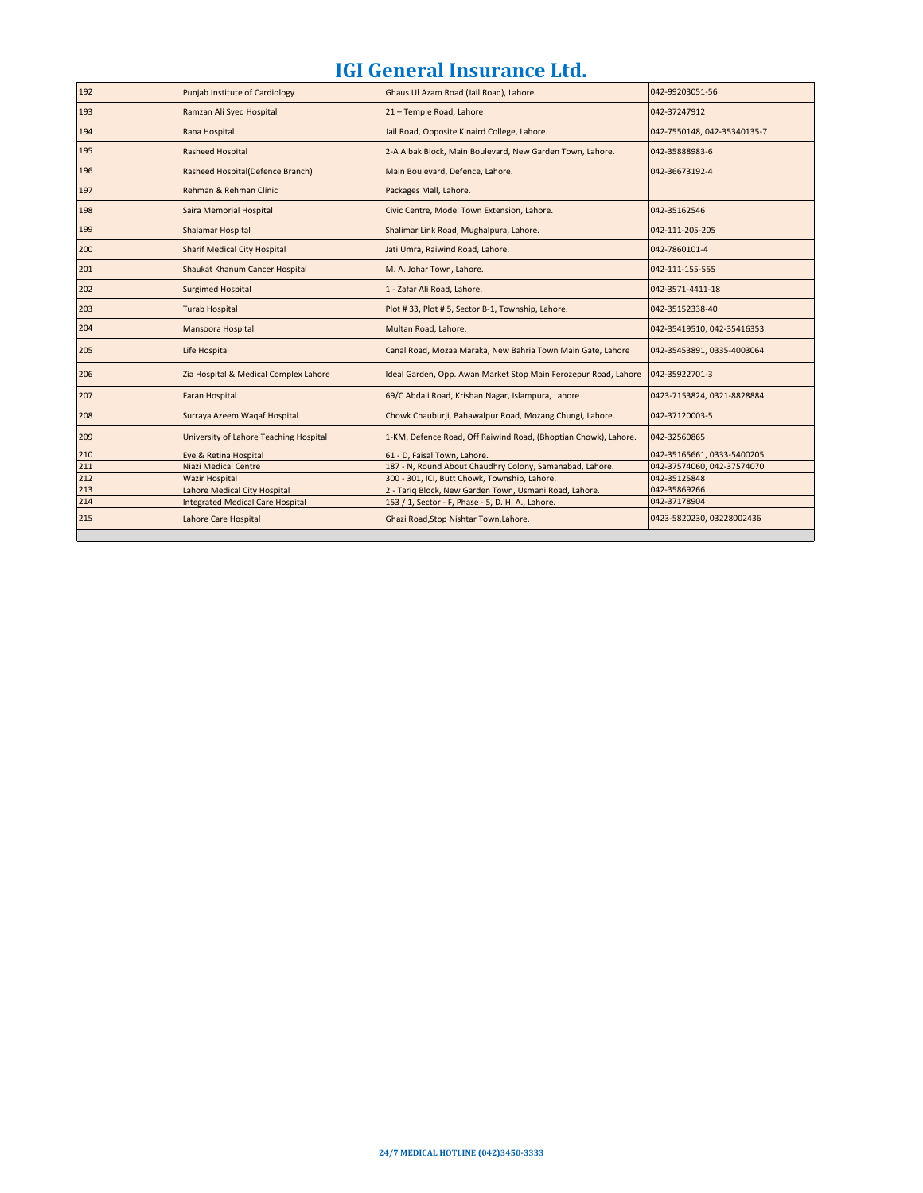# IGI General Insurance Ltd.

| | | | |
|---|---|---|---|
| 192 | Punjab Institute of Cardiology | Ghaus Ul Azam Road (Jail Road), Lahore. | 042-99203051-56 |
| 193 | Ramzan Ali Syed Hospital | 21 – Temple Road, Lahore | 042-37247912 |
| 194 | Rana Hospital | Jail Road, Opposite Kinaird College, Lahore. | 042-7550148, 042-35340135-7 |
| 195 | Rasheed Hospital | 2-A Aibak Block, Main Boulevard, New Garden Town, Lahore. | 042-35888983-6 |
| 196 | Rasheed Hospital(Defence Branch) | Main Boulevard, Defence, Lahore. | 042-36673192-4 |
| 197 | Rehman & Rehman Clinic | Packages Mall, Lahore. | |
| 198 | Saira Memorial Hospital | Civic Centre, Model Town Extension, Lahore. | 042-35162546 |
| 199 | Shalamar Hospital | Shalimar Link Road, Mughalpura, Lahore. | 042-111-205-205 |
| 200 | Sharif Medical City Hospital | Jati Umra, Raiwind Road, Lahore. | 042-7860101-4 |
| 201 | Shaukat Khanum Cancer Hospital | M. A. Johar Town, Lahore. | 042-111-155-555 |
| 202 | Surgimed Hospital | 1 - Zafar Ali Road, Lahore. | 042-3571-4411-18 |
| 203 | Turab Hospital | Plot # 33, Plot # 5, Sector B-1, Township, Lahore. | 042-35152338-40 |
| 204 | Mansoora Hospital | Multan Road, Lahore. | 042-35419510, 042-35416353 |
| 205 | Life Hospital | Canal Road, Mozaa Maraka, New Bahria Town Main Gate, Lahore | 042-35453891, 0335-4003064 |
| 206 | Zia Hospital & Medical Complex Lahore | Ideal Garden, Opp. Awan Market Stop Main Ferozepur Road, Lahore | 042-35922701-3 |
| 207 | Faran Hospital | 69/C Abdali Road, Krishan Nagar, Islampura, Lahore | 0423-7153824, 0321-8828884 |
| 208 | Surraya Azeem Waqaf Hospital | Chowk Chauburji, Bahawalpur Road, Mozang Chungi, Lahore. | 042-37120003-5 |
| 209 | University of Lahore Teaching Hospital | 1-KM, Defence Road, Off Raiwind Road, (Bhoptian Chowk), Lahore. | 042-32560865 |
| 210 | Eye & Retina Hospital | 61 - D, Faisal Town, Lahore. | 042-35165661, 0333-5400205 |
| 211 | Niazi Medical Centre | 187 - N, Round About Chaudhry Colony, Samanabad, Lahore. | 042-37574060, 042-37574070 |
| 212 | Wazir Hospital | 300 - 301, ICI, Butt Chowk, Township, Lahore. | 042-35125848 |
| 213 | Lahore Medical City Hospital | 2 - Tariq Block, New Garden Town, Usmani Road, Lahore. | 042-35869266 |
| 214 | Integrated Medical Care Hospital | 153 / 1, Sector - F, Phase - 5, D. H. A., Lahore. | 042-37178904 |
| 215 | Lahore Care Hospital | Ghazi Road,Stop Nishtar Town,Lahore. | 0423-5820230, 03228002436 |

**24/7 MEDICAL HOTLINE (042)3450-3333**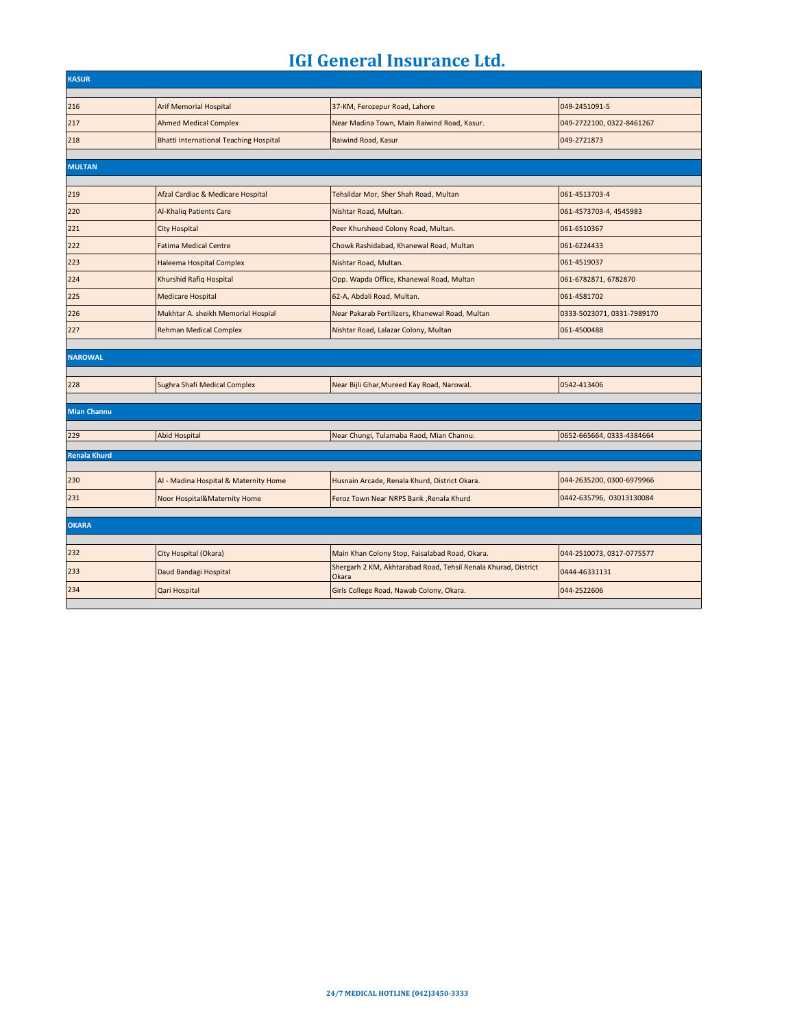# IGI General Insurance Ltd.

| | | | |
|---|---|---|---|
| **KASUR** | | | |
| 216 | Arif Memorial Hospital | 37-KM, Ferozepur Road, Lahore | 049-2451091-5 |
| 217 | Ahmed Medical Complex | Near Madina Town, Main Raiwind Road, Kasur. | 049-2722100, 0322-8461267 |
| 218 | Bhatti International Teaching Hospital | Raiwind Road, Kasur | 049-2721873 |
| **MULTAN** | | | |
| 219 | Afzal Cardiac & Medicare Hospital | Tehsildar Mor, Sher Shah Road, Multan | 061-4513703-4 |
| 220 | Al-Khaliq Patients Care | Nishtar Road, Multan. | 061-4573703-4, 4545983 |
| 221 | City Hospital | Peer Khursheed Colony Road, Multan. | 061-6510367 |
| 222 | Fatima Medical Centre | Chowk Rashidabad, Khanewal Road, Multan | 061-6224433 |
| 223 | Haleema Hospital Complex | Nishtar Road, Multan. | 061-4519037 |
| 224 | Khurshid Rafiq Hospital | Opp. Wapda Office, Khanewal Road, Multan | 061-6782871, 6782870 |
| 225 | Medicare Hospital | 62-A, Abdali Road, Multan. | 061-4581702 |
| 226 | Mukhtar A. sheikh Memorial Hospial | Near Pakarab Fertilizers, Khanewal Road, Multan | 0333-5023071, 0331-7989170 |
| 227 | Rehman Medical Complex | Nishtar Road, Lalazar Colony, Multan | 061-4500488 |
| **NAROWAL** | | | |
| 228 | Sughra Shafi Medical Complex | Near Bijli Ghar,Mureed Kay Road, Narowal. | 0542-413406 |
| **Mian Channu** | | | |
| 229 | Abid Hospital | Near Chungi, Tulamaba Raod, Mian Channu. | 0652-665664, 0333-4384664 |
| **Renala Khurd** | | | |
| 230 | Al - Madina Hospital & Maternity Home | Husnain Arcade, Renala Khurd, District Okara. | 044-2635200, 0300-6979966 |
| 231 | Noor Hospital&Maternity Home | Feroz Town Near NRPS Bank ,Renala Khurd | 0442-635796, 03013130084 |
| **OKARA** | | | |
| 232 | City Hospital (Okara) | Main Khan Colony Stop, Faisalabad Road, Okara. | 044-2510073, 0317-0775577 |
| 233 | Daud Bandagi Hospital | Shergarh 2 KM, Akhtarabad Road, Tehsil Renala Khurad, District Okara | 0444-46331131 |
| 234 | Qari Hospital | Girls College Road, Nawab Colony, Okara. | 044-2522606 |

**24/7 MEDICAL HOTLINE (042)3450-3333**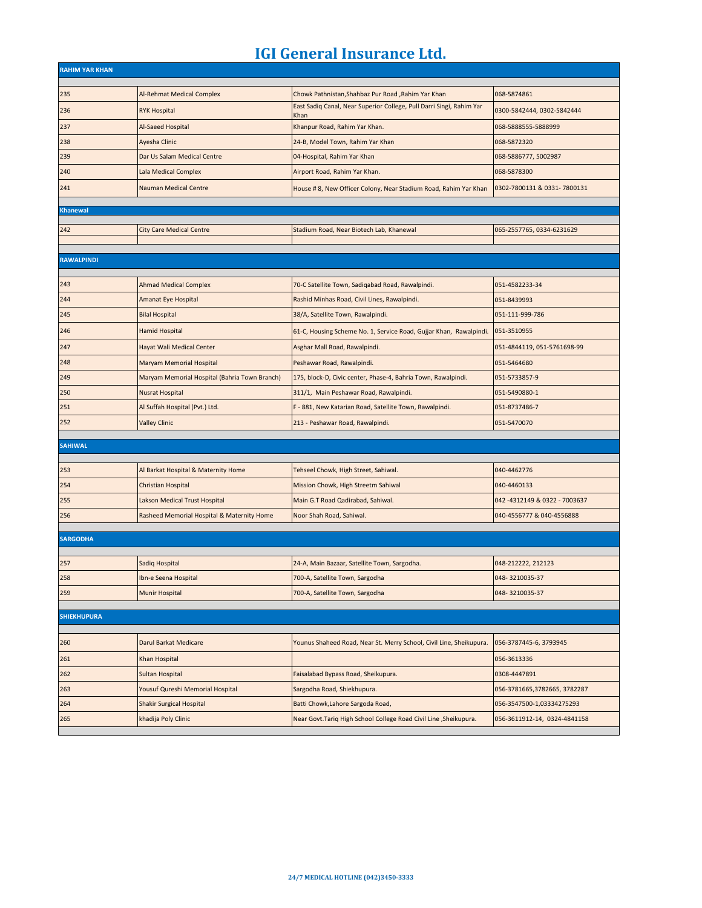# IGI General Insurance Ltd.

| RAHIM YAR KHAN | | | |
|---|---|---|---|
| 235 | Al-Rehmat Medical Complex | Chowk Pathnistan,Shahbaz Pur Road ,Rahim Yar Khan | 068-5874861 |
| 236 | RYK Hospital | East Sadiq Canal, Near Superior College, Pull Darri Singi, Rahim Yar Khan | 0300-5842444, 0302-5842444 |
| 237 | Al-Saeed Hospital | Khanpur Road, Rahim Yar Khan. | 068-5888555-5888999 |
| 238 | Ayesha Clinic | 24-B, Model Town, Rahim Yar Khan | 068-5872320 |
| 239 | Dar Us Salam Medical Centre | 04-Hospital, Rahim Yar Khan | 068-5886777, 5002987 |
| 240 | Lala Medical Complex | Airport Road, Rahim Yar Khan. | 068-5878300 |
| 241 | Nauman Medical Centre | House # 8, New Officer Colony, Near Stadium Road, Rahim Yar Khan | 0302-7800131 & 0331- 7800131 |
| **Khanewal** | | | |
| 242 | City Care Medical Centre | Stadium Road, Near Biotech Lab, Khanewal | 065-2557765, 0334-6231629 |
| **RAWALPINDI** | | | |
| 243 | Ahmad Medical Complex | 70-C Satellite Town, Sadiqabad Road, Rawalpindi. | 051-4582233-34 |
| 244 | Amanat Eye Hospital | Rashid Minhas Road, Civil Lines, Rawalpindi. | 051-8439993 |
| 245 | Bilal Hospital | 38/A, Satellite Town, Rawalpindi. | 051-111-999-786 |
| 246 | Hamid Hospital | 61-C, Housing Scheme No. 1, Service Road, Gujjar Khan, Rawalpindi. | 051-3510955 |
| 247 | Hayat Wali Medical Center | Asghar Mall Road, Rawalpindi. | 051-4844119, 051-5761698-99 |
| 248 | Maryam Memorial Hospital | Peshawar Road, Rawalpindi. | 051-5464680 |
| 249 | Maryam Memorial Hospital (Bahria Town Branch) | 175, block-D, Civic center, Phase-4, Bahria Town, Rawalpindi. | 051-5733857-9 |
| 250 | Nusrat Hospital | 311/1, Main Peshawar Road, Rawalpindi. | 051-5490880-1 |
| 251 | Al Suffah Hospital (Pvt.) Ltd. | F - 881, New Katarian Road, Satellite Town, Rawalpindi. | 051-8737486-7 |
| 252 | Valley Clinic | 213 - Peshawar Road, Rawalpindi. | 051-5470070 |
| **SAHIWAL** | | | |
| 253 | Al Barkat Hospital & Maternity Home | Tehseel Chowk, High Street, Sahiwal. | 040-4462776 |
| 254 | Christian Hospital | Mission Chowk, High Streetm Sahiwal | 040-4460133 |
| 255 | Lakson Medical Trust Hospital | Main G.T Road Qadirabad, Sahiwal. | 042 -4312149 & 0322 - 7003637 |
| 256 | Rasheed Memorial Hospital & Maternity Home | Noor Shah Road, Sahiwal. | 040-4556777 & 040-4556888 |
| **SARGODHA** | | | |
| 257 | Sadiq Hospital | 24-A, Main Bazaar, Satellite Town, Sargodha. | 048-212222, 212123 |
| 258 | Ibn-e Seena Hospital | 700-A, Satellite Town, Sargodha | 048- 3210035-37 |
| 259 | Munir Hospital | 700-A, Satellite Town, Sargodha | 048- 3210035-37 |
| **SHIEKHUPURA** | | | |
| 260 | Darul Barkat Medicare | Younus Shaheed Road, Near St. Merry School, Civil Line, Sheikupura. | 056-3787445-6, 3793945 |
| 261 | Khan Hospital | | 056-3613336 |
| 262 | Sultan Hospital | Faisalabad Bypass Road, Sheikupura. | 0308-4447891 |
| 263 | Yousuf Qureshi Memorial Hospital | Sargodha Road, Shiekhupura. | 056-3781665,3782665, 3782287 |
| 264 | Shakir Surgical Hospital | Batti Chowk,Lahore Sargoda Road, | 056-3547500-1,03334275293 |
| 265 | khadija Poly Clinic | Near Govt.Tariq High School College Road Civil Line ,Sheikupura. | 056-3611912-14, 0324-4841158 |

**24/7 MEDICAL HOTLINE (042)3450-3333**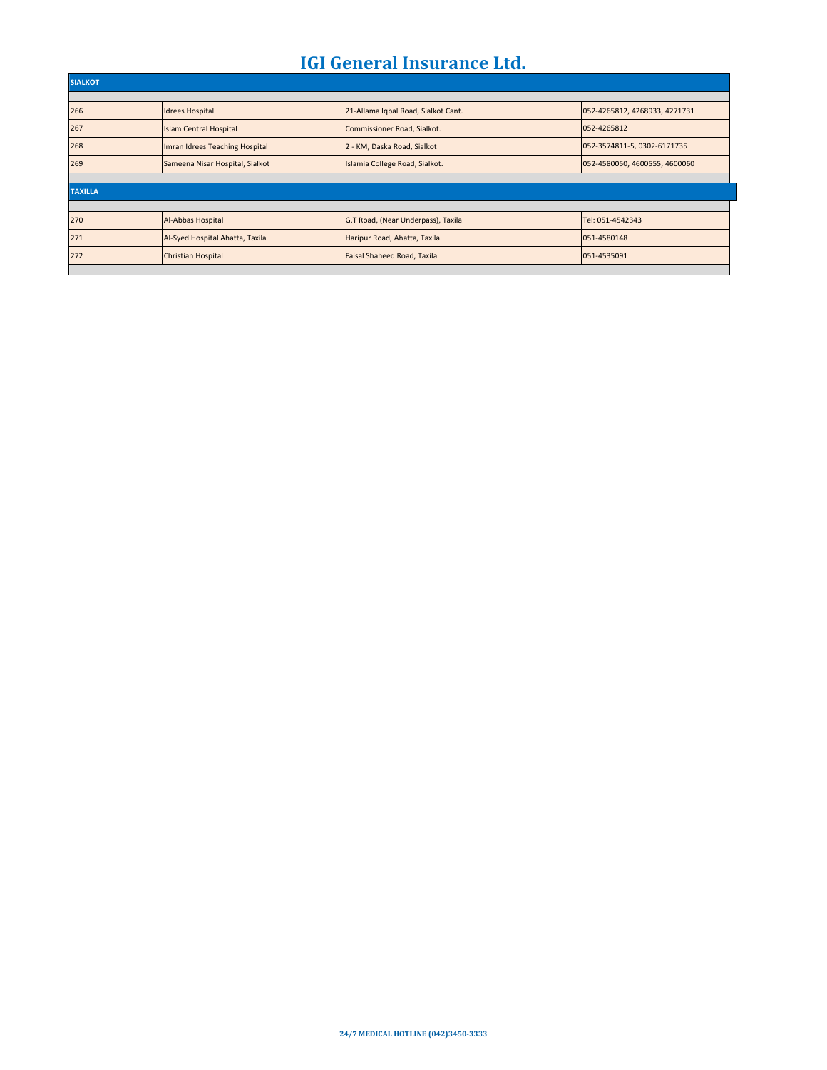# IGI General Insurance Ltd.

| SIALKOT | | | |
|---|---|---|---|
| 266 | Idrees Hospital | 21-Allama Iqbal Road, Sialkot Cant. | 052-4265812, 4268933, 4271731 |
| 267 | Islam Central Hospital | Commissioner Road, Sialkot. | 052-4265812 |
| 268 | Imran Idrees Teaching Hospital | 2 - KM, Daska Road, Sialkot | 052-3574811-5, 0302-6171735 |
| 269 | Sameena Nisar Hospital, Sialkot | Islamia College Road, Sialkot. | 052-4580050, 4600555, 4600060 |

| TAXILLA | | | |
|---|---|---|---|
| 270 | Al-Abbas Hospital | G.T Road, (Near Underpass), Taxila | Tel: 051-4542343 |
| 271 | Al-Syed Hospital Ahatta, Taxila | Haripur Road, Ahatta, Taxila. | 051-4580148 |
| 272 | Christian Hospital | Faisal Shaheed Road, Taxila | 051-4535091 |

**24/7 MEDICAL HOTLINE (042)3450-3333**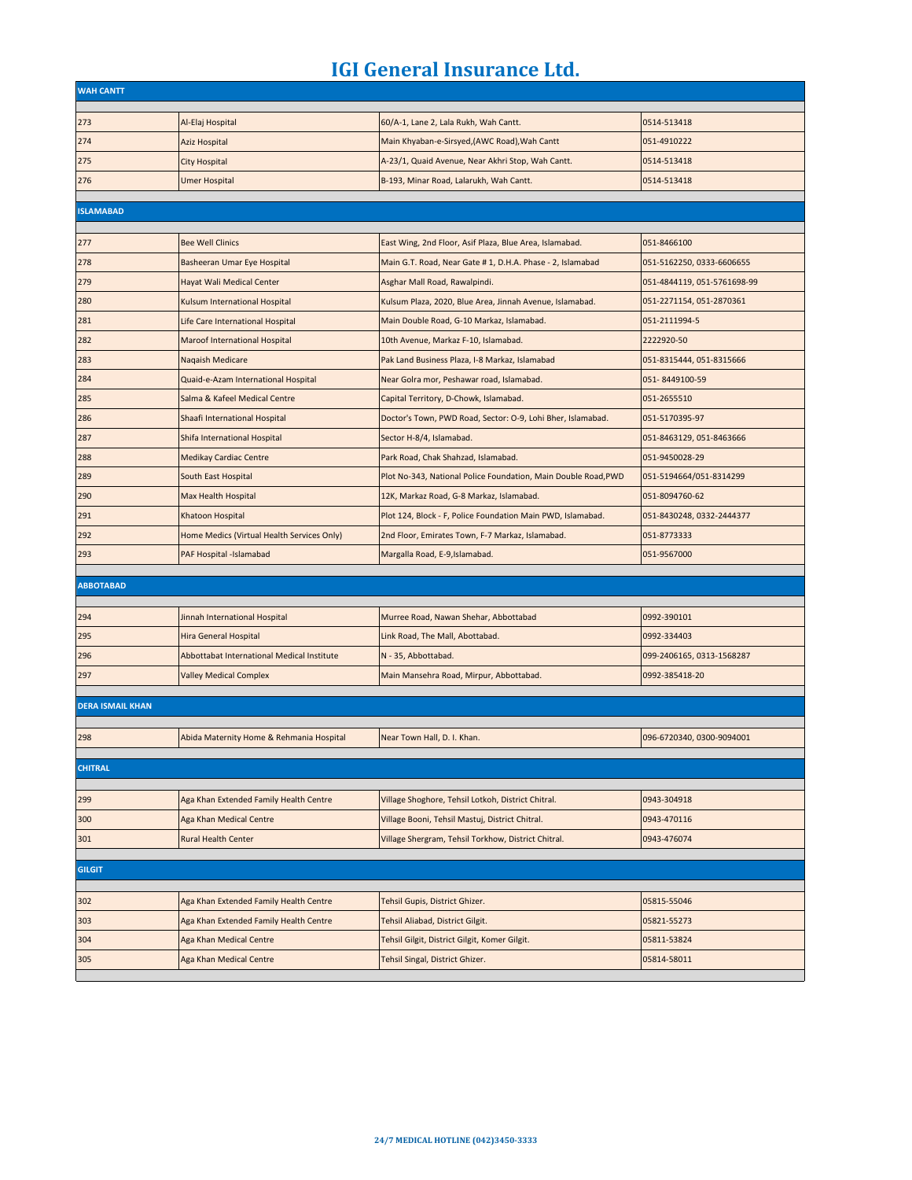# IGI General Insurance Ltd.

| | | | |
|---|---|---|---|
| **WAH CANTT** | | | |
| 273 | Al-Elaj Hospital | 60/A-1, Lane 2, Lala Rukh, Wah Cantt. | 0514-513418 |
| 274 | Aziz Hospital | Main Khyaban-e-Sirsyed,(AWC Road),Wah Cantt | 051-4910222 |
| 275 | City Hospital | A-23/1, Quaid Avenue, Near Akhri Stop, Wah Cantt. | 0514-513418 |
| 276 | Umer Hospital | B-193, Minar Road, Lalarukh, Wah Cantt. | 0514-513418 |
| **ISLAMABAD** | | | |
| 277 | Bee Well Clinics | East Wing, 2nd Floor, Asif Plaza, Blue Area, Islamabad. | 051-8466100 |
| 278 | Basheeran Umar Eye Hospital | Main G.T. Road, Near Gate # 1, D.H.A. Phase - 2, Islamabad | 051-5162250, 0333-6606655 |
| 279 | Hayat Wali Medical Center | Asghar Mall Road, Rawalpindi. | 051-4844119, 051-5761698-99 |
| 280 | Kulsum International Hospital | Kulsum Plaza, 2020, Blue Area, Jinnah Avenue, Islamabad. | 051-2271154, 051-2870361 |
| 281 | Life Care International Hospital | Main Double Road, G-10 Markaz, Islamabad. | 051-2111994-5 |
| 282 | Maroof International Hospital | 10th Avenue, Markaz F-10, Islamabad. | 2222920-50 |
| 283 | Naqaish Medicare | Pak Land Business Plaza, I-8 Markaz, Islamabad | 051-8315444, 051-8315666 |
| 284 | Quaid-e-Azam International Hospital | Near Golra mor, Peshawar road, Islamabad. | 051- 8449100-59 |
| 285 | Salma & Kafeel Medical Centre | Capital Territory, D-Chowk, Islamabad. | 051-2655510 |
| 286 | Shaafi International Hospital | Doctor's Town, PWD Road, Sector: O-9, Lohi Bher, Islamabad. | 051-5170395-97 |
| 287 | Shifa International Hospital | Sector H-8/4, Islamabad. | 051-8463129, 051-8463666 |
| 288 | Medikay Cardiac Centre | Park Road, Chak Shahzad, Islamabad. | 051-9450028-29 |
| 289 | South East Hospital | Plot No-343, National Police Foundation, Main Double Road,PWD | 051-5194664/051-8314299 |
| 290 | Max Health Hospital | 12K, Markaz Road, G-8 Markaz, Islamabad. | 051-8094760-62 |
| 291 | Khatoon Hospital | Plot 124, Block - F, Police Foundation Main PWD, Islamabad. | 051-8430248, 0332-2444377 |
| 292 | Home Medics (Virtual Health Services Only) | 2nd Floor, Emirates Town, F-7 Markaz, Islamabad. | 051-8773333 |
| 293 | PAF Hospital -Islamabad | Margalla Road, E-9,Islamabad. | 051-9567000 |
| **ABBOTABAD** | | | |
| 294 | Jinnah International Hospital | Murree Road, Nawan Shehar, Abbottabad | 0992-390101 |
| 295 | Hira General Hospital | Link Road, The Mall, Abottabad. | 0992-334403 |
| 296 | Abbottabat International Medical Institute | N - 35, Abbottabad. | 099-2406165, 0313-1568287 |
| 297 | Valley Medical Complex | Main Mansehra Road, Mirpur, Abbottabad. | 0992-385418-20 |
| **DERA ISMAIL KHAN** | | | |
| 298 | Abida Maternity Home & Rehmania Hospital | Near Town Hall, D. I. Khan. | 096-6720340, 0300-9094001 |
| **CHITRAL** | | | |
| 299 | Aga Khan Extended Family Health Centre | Village Shoghore, Tehsil Lotkoh, District Chitral. | 0943-304918 |
| 300 | Aga Khan Medical Centre | Village Booni, Tehsil Mastuj, District Chitral. | 0943-470116 |
| 301 | Rural Health Center | Village Shergram, Tehsil Torkhow, District Chitral. | 0943-476074 |
| **GILGIT** | | | |
| 302 | Aga Khan Extended Family Health Centre | Tehsil Gupis, District Ghizer. | 05815-55046 |
| 303 | Aga Khan Extended Family Health Centre | Tehsil Aliabad, District Gilgit. | 05821-55273 |
| 304 | Aga Khan Medical Centre | Tehsil Gilgit, District Gilgit, Komer Gilgit. | 05811-53824 |
| 305 | Aga Khan Medical Centre | Tehsil Singal, District Ghizer. | 05814-58011 |

**24/7 MEDICAL HOTLINE (042)3450-3333**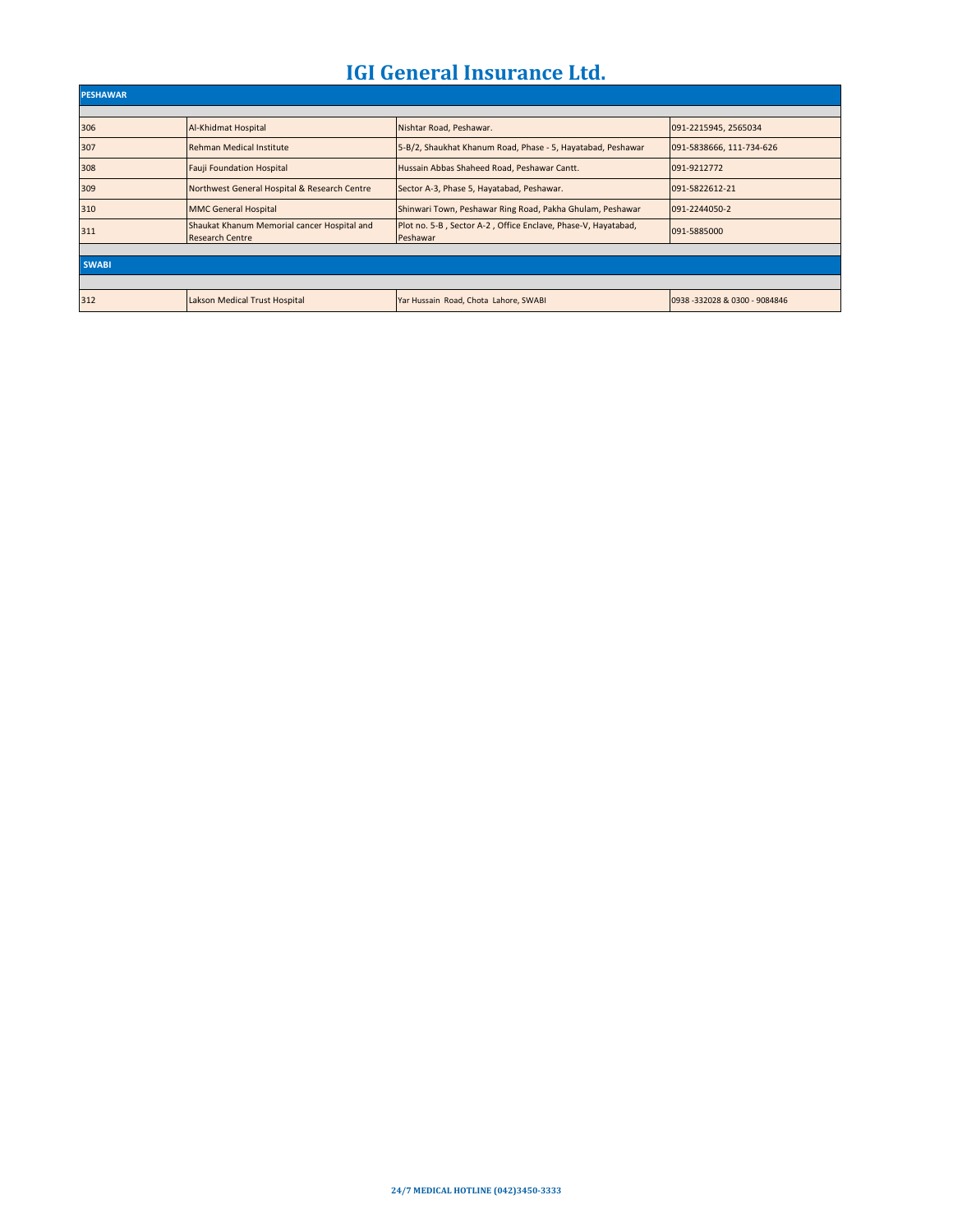# IGI General Insurance Ltd.

| | | | |
|---|---|---|---|
| **PESHAWAR** | | | |
| 306 | Al-Khidmat Hospital | Nishtar Road, Peshawar. | 091-2215945, 2565034 |
| 307 | Rehman Medical Institute | 5-B/2, Shaukhat Khanum Road, Phase - 5, Hayatabad, Peshawar | 091-5838666, 111-734-626 |
| 308 | Fauji Foundation Hospital | Hussain Abbas Shaheed Road, Peshawar Cantt. | 091-9212772 |
| 309 | Northwest General Hospital & Research Centre | Sector A-3, Phase 5, Hayatabad, Peshawar. | 091-5822612-21 |
| 310 | MMC General Hospital | Shinwari Town, Peshawar Ring Road, Pakha Ghulam, Peshawar | 091-2244050-2 |
| 311 | Shaukat Khanum Memorial cancer Hospital and Research Centre | Plot no. 5-B , Sector A-2 , Office Enclave, Phase-V, Hayatabad, Peshawar | 091-5885000 |
| **SWABI** | | | |
| 312 | Lakson Medical Trust Hospital | Yar Hussain Road, Chota Lahore, SWABI | 0938 -332028 & 0300 - 9084846 |

**24/7 MEDICAL HOTLINE (042)3450-3333**